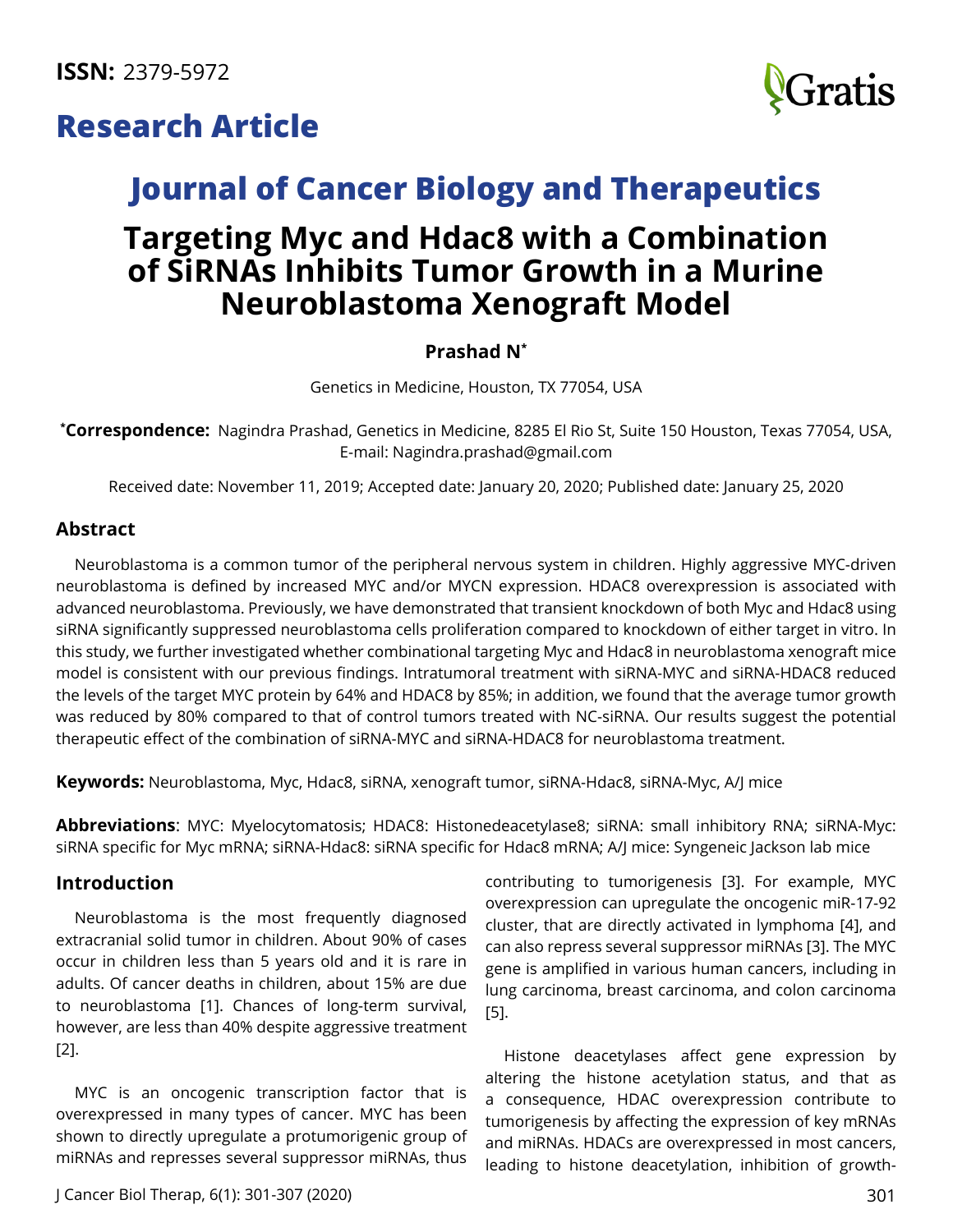**ISSN:** 2379-5972

# Research Article

## Journal of Cancer Biology and Therapeutics

# Targeting Myc and Hdac8 with a Combination of SiRNAs Inhibits Tumor Growth in a Murine Neuroblastoma Xenograft Model

**Prashad N***

Genetics in Medicine, Houston, TX 77054, USA

***Correspondence:** Nagindra Prashad, Genetics in Medicine, 8285 El Rio St, Suite 150 Houston, Texas 77054, USA, E-mail: Nagindra.prashad@gmail.com

Received date: November 11, 2019; Accepted date: January 20, 2020; Published date: January 25, 2020

## Abstract

Neuroblastoma is a common tumor of the peripheral nervous system in children. Highly aggressive MYC-driven neuroblastoma is defined by increased MYC and/or MYCN expression. HDAC8 overexpression is associated with advanced neuroblastoma. Previously, we have demonstrated that transient knockdown of both Myc and Hdac8 using siRNA significantly suppressed neuroblastoma cells proliferation compared to knockdown of either target in vitro. In this study, we further investigated whether combinational targeting Myc and Hdac8 in neuroblastoma xenograft mice model is consistent with our previous findings. Intratumoral treatment with siRNA-MYC and siRNA-HDAC8 reduced the levels of the target MYC protein by 64% and HDAC8 by 85%; in addition, we found that the average tumor growth was reduced by 80% compared to that of control tumors treated with NC-siRNA. Our results suggest the potential therapeutic effect of the combination of siRNA-MYC and siRNA-HDAC8 for neuroblastoma treatment.

**Keywords:** Neuroblastoma, Myc, Hdac8, siRNA, xenograft tumor, siRNA-Hdac8, siRNA-Myc, A/J mice

**Abbreviations**: MYC: Myelocytomatosis; HDAC8: Histonedeacetylase8; siRNA: small inhibitory RNA; siRNA-Myc: siRNA specific for Myc mRNA; siRNA-Hdac8: siRNA specific for Hdac8 mRNA; A/J mice: Syngeneic Jackson lab mice

## Introduction

Neuroblastoma is the most frequently diagnosed extracranial solid tumor in children. About 90% of cases occur in children less than 5 years old and it is rare in adults. Of cancer deaths in children, about 15% are due to neuroblastoma [1]. Chances of long-term survival, however, are less than 40% despite aggressive treatment [2].

MYC is an oncogenic transcription factor that is overexpressed in many types of cancer. MYC has been shown to directly upregulate a protumorigenic group of miRNAs and represses several suppressor miRNAs, thus contributing to tumorigenesis [3]. For example, MYC overexpression can upregulate the oncogenic miR-17-92 cluster, that are directly activated in lymphoma [4], and can also repress several suppressor miRNAs [3]. The MYC gene is amplified in various human cancers, including in lung carcinoma, breast carcinoma, and colon carcinoma [5].

Histone deacetylases affect gene expression by altering the histone acetylation status, and that as a consequence, HDAC overexpression contribute to tumorigenesis by affecting the expression of key mRNAs and miRNAs. HDACs are overexpressed in most cancers, leading to histone deacetylation, inhibition of growth-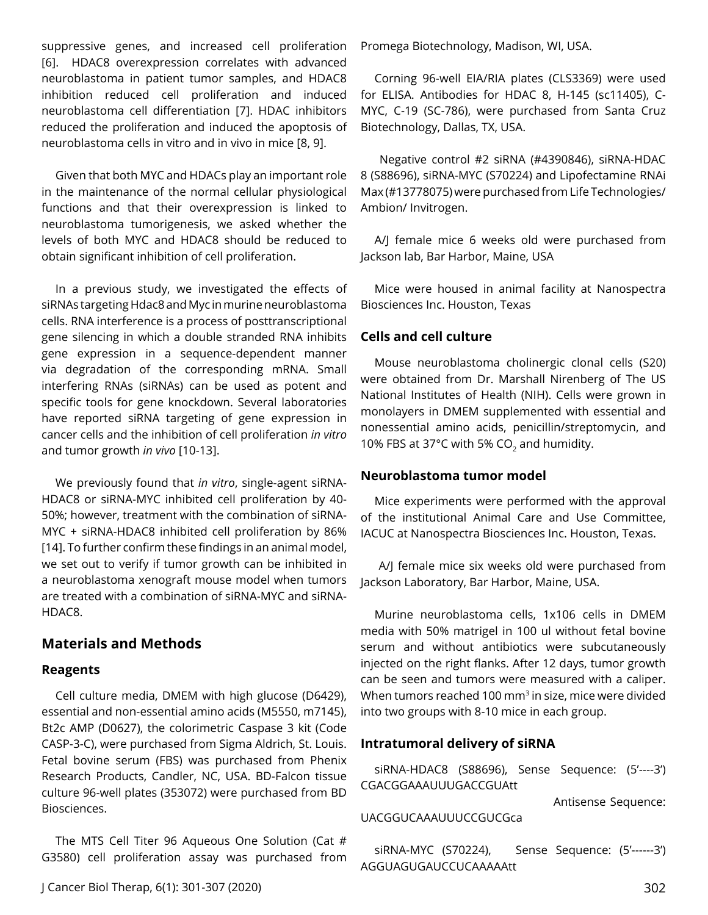suppressive genes, and increased cell proliferation [6]. HDAC8 overexpression correlates with advanced neuroblastoma in patient tumor samples, and HDAC8 inhibition reduced cell proliferation and induced neuroblastoma cell differentiation [7]. HDAC inhibitors reduced the proliferation and induced the apoptosis of neuroblastoma cells in vitro and in vivo in mice [8, 9].

Given that both MYC and HDACs play an important role in the maintenance of the normal cellular physiological functions and that their overexpression is linked to neuroblastoma tumorigenesis, we asked whether the levels of both MYC and HDAC8 should be reduced to obtain significant inhibition of cell proliferation.

In a previous study, we investigated the effects of siRNAs targeting Hdac8 and Myc in murine neuroblastoma cells. RNA interference is a process of posttranscriptional gene silencing in which a double stranded RNA inhibits gene expression in a sequence-dependent manner via degradation of the corresponding mRNA. Small interfering RNAs (siRNAs) can be used as potent and specific tools for gene knockdown. Several laboratories have reported siRNA targeting of gene expression in cancer cells and the inhibition of cell proliferation *in vitro* and tumor growth *in vivo* [10-13].

We previously found that *in vitro*, single-agent siRNA-HDAC8 or siRNA-MYC inhibited cell proliferation by 40-50%; however, treatment with the combination of siRNA-MYC + siRNA-HDAC8 inhibited cell proliferation by 86% [14]. To further confirm these findings in an animal model, we set out to verify if tumor growth can be inhibited in a neuroblastoma xenograft mouse model when tumors are treated with a combination of siRNA-MYC and siRNA-HDAC8.

## Materials and Methods

### Reagents

Cell culture media, DMEM with high glucose (D6429), essential and non-essential amino acids (M5550, m7145), Bt2c AMP (D0627), the colorimetric Caspase 3 kit (Code CASP-3-C), were purchased from Sigma Aldrich, St. Louis. Fetal bovine serum (FBS) was purchased from Phenix Research Products, Candler, NC, USA. BD-Falcon tissue culture 96-well plates (353072) were purchased from BD Biosciences.

The MTS Cell Titer 96 Aqueous One Solution (Cat # G3580) cell proliferation assay was purchased from Promega Biotechnology, Madison, WI, USA.

Corning 96-well EIA/RIA plates (CLS3369) were used for ELISA. Antibodies for HDAC 8, H-145 (sc11405), C-MYC, C-19 (SC-786), were purchased from Santa Cruz Biotechnology, Dallas, TX, USA.

Negative control #2 siRNA (#4390846), siRNA-HDAC 8 (S88696), siRNA-MYC (S70224) and Lipofectamine RNAi Max (#13778075) were purchased from Life Technologies/ Ambion/ Invitrogen.

A/J female mice 6 weeks old were purchased from Jackson lab, Bar Harbor, Maine, USA

Mice were housed in animal facility at Nanospectra Biosciences Inc. Houston, Texas

### Cells and cell culture

Mouse neuroblastoma cholinergic clonal cells (S20) were obtained from Dr. Marshall Nirenberg of The US National Institutes of Health (NIH). Cells were grown in monolayers in DMEM supplemented with essential and nonessential amino acids, penicillin/streptomycin, and 10% FBS at 37°C with 5% $CO_2$ and humidity.

### Neuroblastoma tumor model

Mice experiments were performed with the approval of the institutional Animal Care and Use Committee, IACUC at Nanospectra Biosciences Inc. Houston, Texas.

A/J female mice six weeks old were purchased from Jackson Laboratory, Bar Harbor, Maine, USA.

Murine neuroblastoma cells, 1x106 cells in DMEM media with 50% matrigel in 100 ul without fetal bovine serum and without antibiotics were subcutaneously injected on the right flanks. After 12 days, tumor growth can be seen and tumors were measured with a caliper. When tumors reached 100 $mm^3$ in size, mice were divided into two groups with 8-10 mice in each group.

### Intratumoral delivery of siRNA

siRNA-HDAC8 (S88696), Sense Sequence: (5'----3') CGACGGAAAUUUGACCGUAtt

Antisense Sequence: UACGGUCAAAUUUCCGUCGca

siRNA-MYC (S70224), Sense Sequence: (5'------3') AGGUAGUGAUCCUCAAAAAtt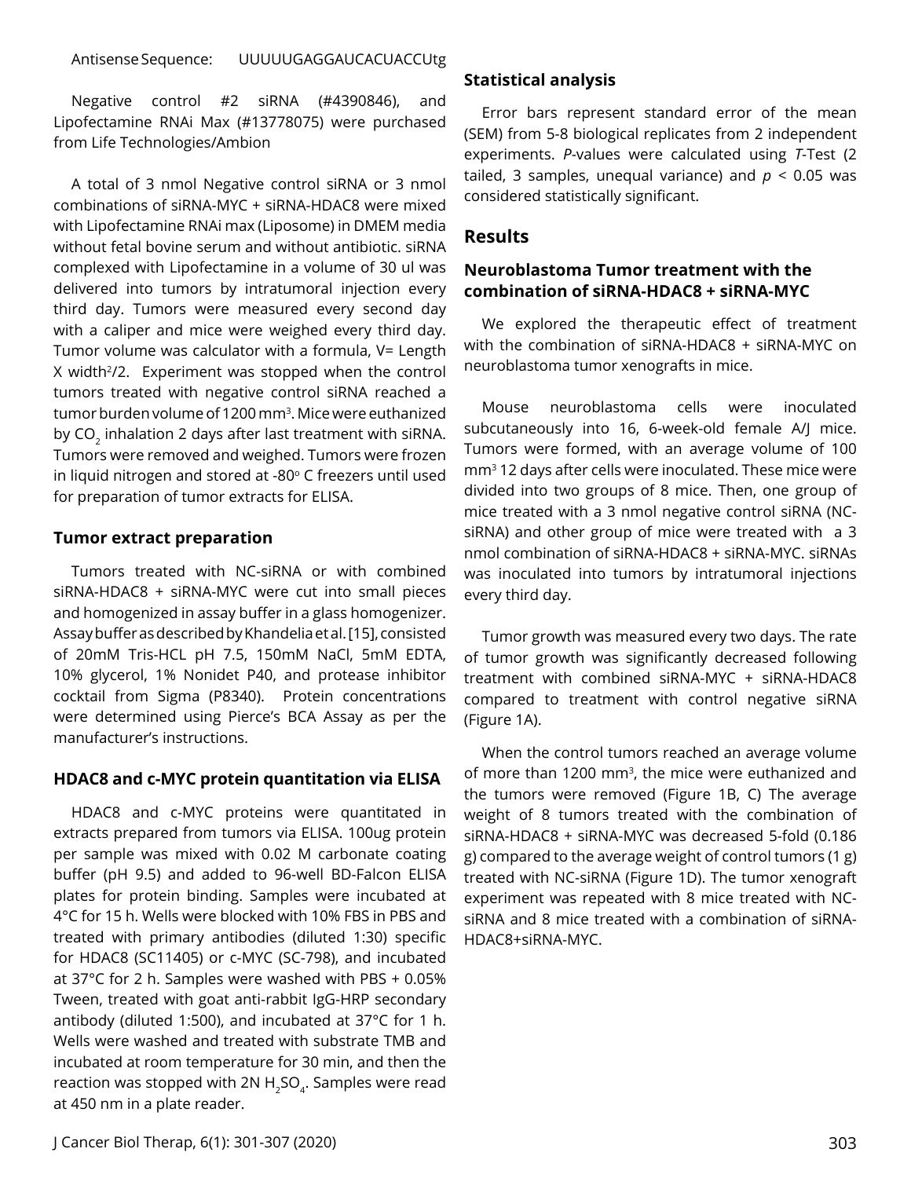Antisense Sequence: UUUUUGAGGAUCACUACCUtg

Negative control #2 siRNA (#4390846), and Lipofectamine RNAi Max (#13778075) were purchased from Life Technologies/Ambion

A total of 3 nmol Negative control siRNA or 3 nmol combinations of siRNA-MYC + siRNA-HDAC8 were mixed with Lipofectamine RNAi max (Liposome) in DMEM media without fetal bovine serum and without antibiotic. siRNA complexed with Lipofectamine in a volume of 30 ul was delivered into tumors by intratumoral injection every third day. Tumors were measured every second day with a caliper and mice were weighed every third day. Tumor volume was calculator with a formula, V= Length X width$^2$/2. Experiment was stopped when the control tumors treated with negative control siRNA reached a tumor burden volume of 1200 mm$^3$. Mice were euthanized by $CO_2$ inhalation 2 days after last treatment with siRNA. Tumors were removed and weighed. Tumors were frozen in liquid nitrogen and stored at -80$^o$ C freezers until used for preparation of tumor extracts for ELISA.

### Tumor extract preparation

Tumors treated with NC-siRNA or with combined siRNA-HDAC8 + siRNA-MYC were cut into small pieces and homogenized in assay buffer in a glass homogenizer. Assay buffer as described by Khandelia et al. [15], consisted of 20mM Tris-HCL pH 7.5, 150mM NaCl, 5mM EDTA, 10% glycerol, 1% Nonidet P40, and protease inhibitor cocktail from Sigma (P8340). Protein concentrations were determined using Pierce's BCA Assay as per the manufacturer's instructions.

### HDAC8 and c-MYC protein quantitation via ELISA

HDAC8 and c-MYC proteins were quantitated in extracts prepared from tumors via ELISA. 100ug protein per sample was mixed with 0.02 M carbonate coating buffer (pH 9.5) and added to 96-well BD-Falcon ELISA plates for protein binding. Samples were incubated at 4°C for 15 h. Wells were blocked with 10% FBS in PBS and treated with primary antibodies (diluted 1:30) specific for HDAC8 (SC11405) or c-MYC (SC-798), and incubated at 37°C for 2 h. Samples were washed with PBS + 0.05% Tween, treated with goat anti-rabbit IgG-HRP secondary antibody (diluted 1:500), and incubated at 37°C for 1 h. Wells were washed and treated with substrate TMB and incubated at room temperature for 30 min, and then the reaction was stopped with 2N $H_2SO_4$. Samples were read at 450 nm in a plate reader.

### Statistical analysis

Error bars represent standard error of the mean (SEM) from 5-8 biological replicates from 2 independent experiments. *P*-values were calculated using *T*-Test (2 tailed, 3 samples, unequal variance) and $p < 0.05$ was considered statistically significant.

## Results

### Neuroblastoma Tumor treatment with the combination of siRNA-HDAC8 + siRNA-MYC

We explored the therapeutic effect of treatment with the combination of siRNA-HDAC8 + siRNA-MYC on neuroblastoma tumor xenografts in mice.

Mouse neuroblastoma cells were inoculated subcutaneously into 16, 6-week-old female A/J mice. Tumors were formed, with an average volume of 100 mm$^3$ 12 days after cells were inoculated. These mice were divided into two groups of 8 mice. Then, one group of mice treated with a 3 nmol negative control siRNA (NC-siRNA) and other group of mice were treated with a 3 nmol combination of siRNA-HDAC8 + siRNA-MYC. siRNAs was inoculated into tumors by intratumoral injections every third day.

Tumor growth was measured every two days. The rate of tumor growth was significantly decreased following treatment with combined siRNA-MYC + siRNA-HDAC8 compared to treatment with control negative siRNA (Figure 1A).

When the control tumors reached an average volume of more than 1200 mm$^3$, the mice were euthanized and the tumors were removed (Figure 1B, C) The average weight of 8 tumors treated with the combination of siRNA-HDAC8 + siRNA-MYC was decreased 5-fold (0.186 g) compared to the average weight of control tumors (1 g) treated with NC-siRNA (Figure 1D). The tumor xenograft experiment was repeated with 8 mice treated with NC-siRNA and 8 mice treated with a combination of siRNA-HDAC8+siRNA-MYC.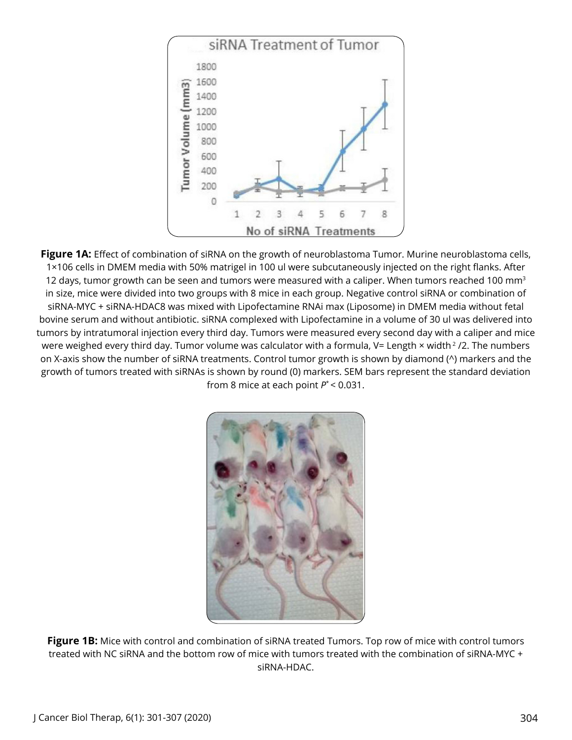**Figure 1A:** Effect of combination of siRNA on the growth of neuroblastoma Tumor. Murine neuroblastoma cells, 1×106 cells in DMEM media with 50% matrigel in 100 ul were subcutaneously injected on the right flanks. After 12 days, tumor growth can be seen and tumors were measured with a caliper. When tumors reached 100 $mm^3$ in size, mice were divided into two groups with 8 mice in each group. Negative control siRNA or combination of siRNA-MYC + siRNA-HDAC8 was mixed with Lipofectamine RNAi max (Liposome) in DMEM media without fetal bovine serum and without antibiotic. siRNA complexed with Lipofectamine in a volume of 30 ul was delivered into tumors by intratumoral injection every third day. Tumors were measured every second day with a caliper and mice were weighed every third day. Tumor volume was calculator with a formula, V= Length × width $^2$ /2. The numbers on X-axis show the number of siRNA treatments. Control tumor growth is shown by diamond (^) markers and the growth of tumors treated with siRNAs is shown by round (0) markers. SEM bars represent the standard deviation from 8 mice at each point $P^* < 0.031$.

**Figure 1B:** Mice with control and combination of siRNA treated Tumors. Top row of mice with control tumors treated with NC siRNA and the bottom row of mice with tumors treated with the combination of siRNA-MYC + siRNA-HDAC.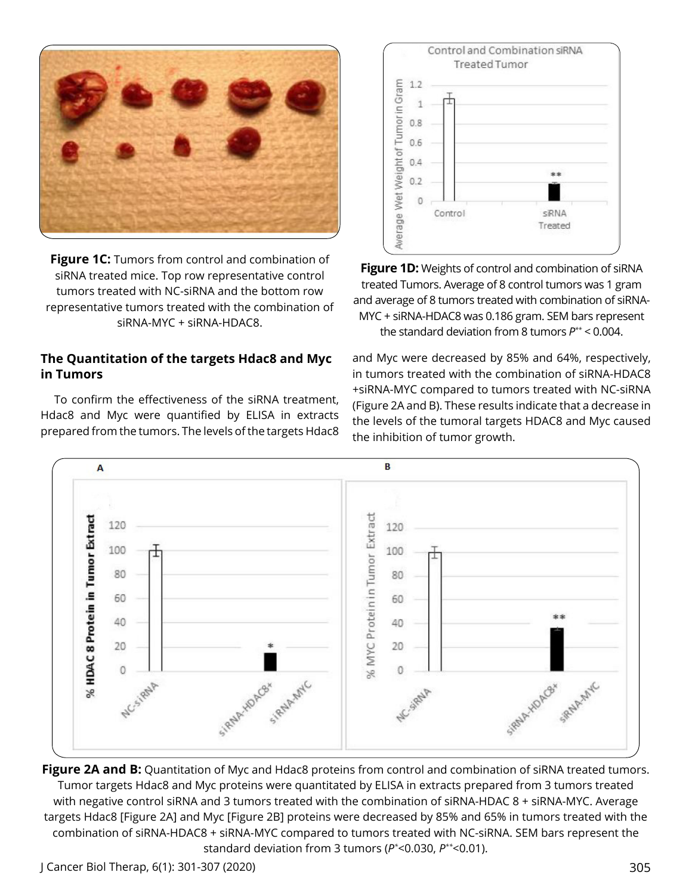**Figure 1C:** Tumors from control and combination of siRNA treated mice. Top row representative control tumors treated with NC-siRNA and the bottom row representative tumors treated with the combination of siRNA-MYC + siRNA-HDAC8.

**Figure 1D:** Weights of control and combination of siRNA treated Tumors. Average of 8 control tumors was 1 gram and average of 8 tumors treated with combination of siRNA-MYC + siRNA-HDAC8 was 0.186 gram. SEM bars represent the standard deviation from 8 tumors $P^{**} < 0.004$.

### The Quantitation of the targets Hdac8 and Myc in Tumors

To confirm the effectiveness of the siRNA treatment, Hdac8 and Myc were quantified by ELISA in extracts prepared from the tumors. The levels of the targets Hdac8 and Myc were decreased by 85% and 64%, respectively, in tumors treated with the combination of siRNA-HDAC8 +siRNA-MYC compared to tumors treated with NC-siRNA (Figure 2A and B). These results indicate that a decrease in the levels of the tumoral targets HDAC8 and Myc caused the inhibition of tumor growth.

**Figure 2A and B:** Quantitation of Myc and Hdac8 proteins from control and combination of siRNA treated tumors. Tumor targets Hdac8 and Myc proteins were quantitated by ELISA in extracts prepared from 3 tumors treated with negative control siRNA and 3 tumors treated with the combination of siRNA-HDAC 8 + siRNA-MYC. Average targets Hdac8 [Figure 2A] and Myc [Figure 2B] proteins were decreased by 85% and 65% in tumors treated with the combination of siRNA-HDAC8 + siRNA-MYC compared to tumors treated with NC-siRNA. SEM bars represent the standard deviation from 3 tumors ($P^{*}<0.030$, $P^{**}<0.01$).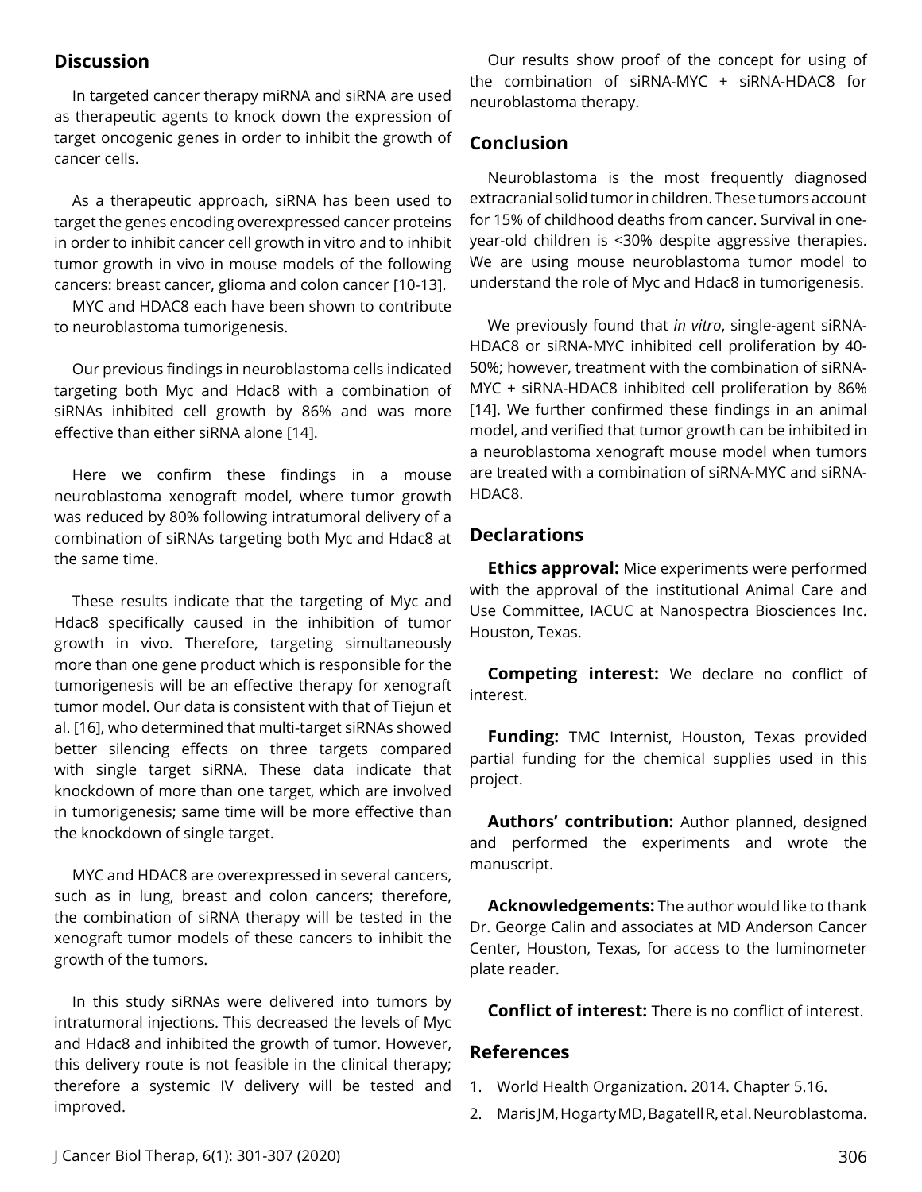## Discussion

In targeted cancer therapy miRNA and siRNA are used as therapeutic agents to knock down the expression of target oncogenic genes in order to inhibit the growth of cancer cells.

As a therapeutic approach, siRNA has been used to target the genes encoding overexpressed cancer proteins in order to inhibit cancer cell growth in vitro and to inhibit tumor growth in vivo in mouse models of the following cancers: breast cancer, glioma and colon cancer [10-13].

MYC and HDAC8 each have been shown to contribute to neuroblastoma tumorigenesis.

Our previous findings in neuroblastoma cells indicated targeting both Myc and Hdac8 with a combination of siRNAs inhibited cell growth by 86% and was more effective than either siRNA alone [14].

Here we confirm these findings in a mouse neuroblastoma xenograft model, where tumor growth was reduced by 80% following intratumoral delivery of a combination of siRNAs targeting both Myc and Hdac8 at the same time.

These results indicate that the targeting of Myc and Hdac8 specifically caused in the inhibition of tumor growth in vivo. Therefore, targeting simultaneously more than one gene product which is responsible for the tumorigenesis will be an effective therapy for xenograft tumor model. Our data is consistent with that of Tiejun et al. [16], who determined that multi-target siRNAs showed better silencing effects on three targets compared with single target siRNA. These data indicate that knockdown of more than one target, which are involved in tumorigenesis; same time will be more effective than the knockdown of single target.

MYC and HDAC8 are overexpressed in several cancers, such as in lung, breast and colon cancers; therefore, the combination of siRNA therapy will be tested in the xenograft tumor models of these cancers to inhibit the growth of the tumors.

In this study siRNAs were delivered into tumors by intratumoral injections. This decreased the levels of Myc and Hdac8 and inhibited the growth of tumor. However, this delivery route is not feasible in the clinical therapy; therefore a systemic IV delivery will be tested and improved.

Our results show proof of the concept for using of the combination of siRNA-MYC + siRNA-HDAC8 for neuroblastoma therapy.

## Conclusion

Neuroblastoma is the most frequently diagnosed extracranial solid tumor in children. These tumors account for 15% of childhood deaths from cancer. Survival in one-year-old children is <30% despite aggressive therapies. We are using mouse neuroblastoma tumor model to understand the role of Myc and Hdac8 in tumorigenesis.

We previously found that *in vitro*, single-agent siRNA-HDAC8 or siRNA-MYC inhibited cell proliferation by 40-50%; however, treatment with the combination of siRNA-MYC + siRNA-HDAC8 inhibited cell proliferation by 86% [14]. We further confirmed these findings in an animal model, and verified that tumor growth can be inhibited in a neuroblastoma xenograft mouse model when tumors are treated with a combination of siRNA-MYC and siRNA-HDAC8.

## Declarations

**Ethics approval:** Mice experiments were performed with the approval of the institutional Animal Care and Use Committee, IACUC at Nanospectra Biosciences Inc. Houston, Texas.

**Competing interest:** We declare no conflict of interest.

**Funding:** TMC Internist, Houston, Texas provided partial funding for the chemical supplies used in this project.

**Authors' contribution:** Author planned, designed and performed the experiments and wrote the manuscript.

**Acknowledgements:** The author would like to thank Dr. George Calin and associates at MD Anderson Cancer Center, Houston, Texas, for access to the luminometer plate reader.

**Conflict of interest:** There is no conflict of interest.

## References

1. World Health Organization. 2014. Chapter 5.16.
2. Maris JM, Hogarty MD, Bagatell R, et al. Neuroblastoma.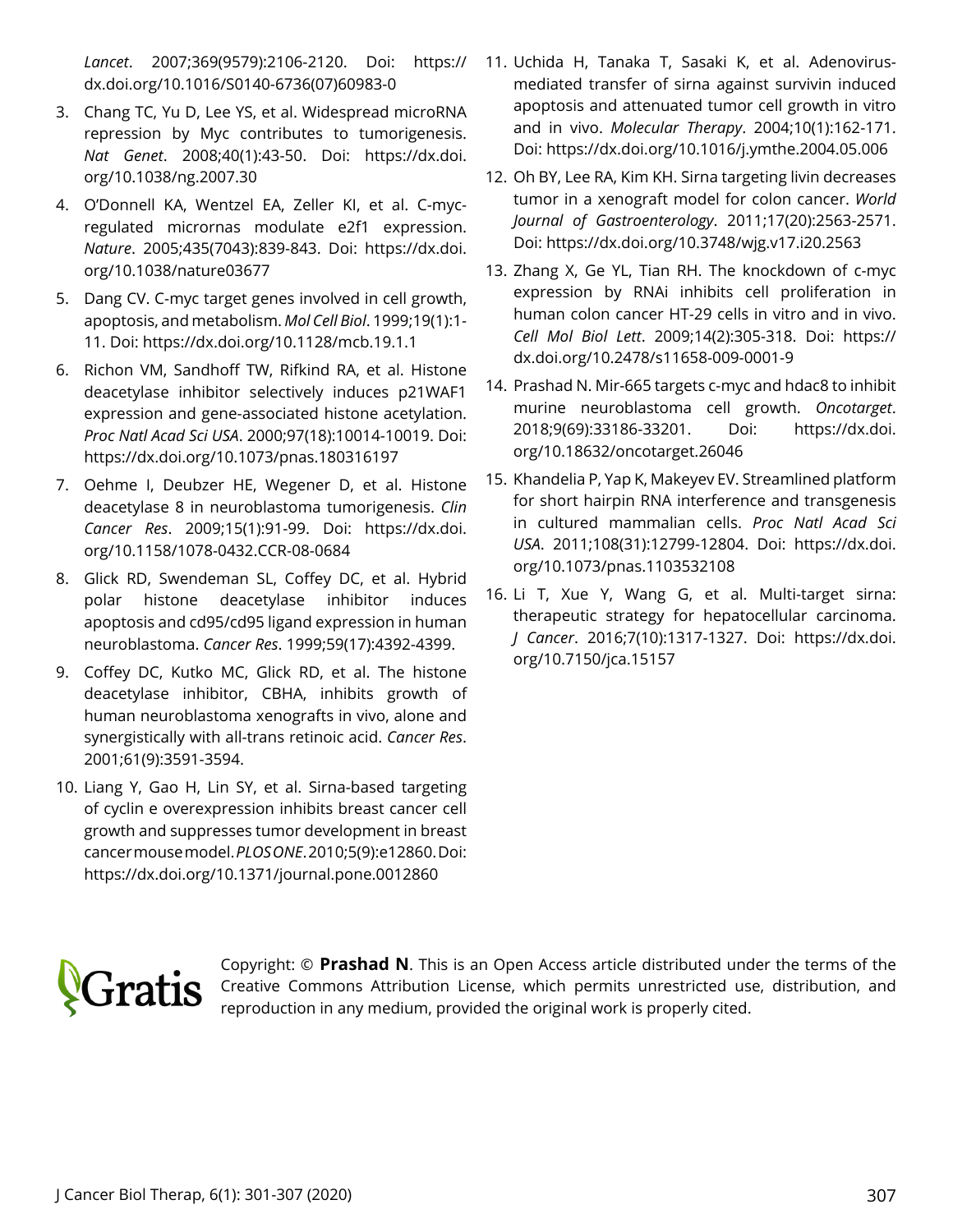*Lancet*. 2007;369(9579):2106-2120. Doi: https://dx.doi.org/10.1016/S0140-6736(07)60983-0

3. Chang TC, Yu D, Lee YS, et al. Widespread microRNA repression by Myc contributes to tumorigenesis. *Nat Genet*. 2008;40(1):43-50. Doi: https://dx.doi.org/10.1038/ng.2007.30

4. O'Donnell KA, Wentzel EA, Zeller KI, et al. C-myc-regulated micrornas modulate e2f1 expression. *Nature*. 2005;435(7043):839-843. Doi: https://dx.doi.org/10.1038/nature03677

5. Dang CV. C-myc target genes involved in cell growth, apoptosis, and metabolism. *Mol Cell Biol*. 1999;19(1):1-11. Doi: https://dx.doi.org/10.1128/mcb.19.1.1

6. Richon VM, Sandhoff TW, Rifkind RA, et al. Histone deacetylase inhibitor selectively induces p21WAF1 expression and gene-associated histone acetylation. *Proc Natl Acad Sci USA*. 2000;97(18):10014-10019. Doi: https://dx.doi.org/10.1073/pnas.180316197

7. Oehme I, Deubzer HE, Wegener D, et al. Histone deacetylase 8 in neuroblastoma tumorigenesis. *Clin Cancer Res*. 2009;15(1):91-99. Doi: https://dx.doi.org/10.1158/1078-0432.CCR-08-0684

8. Glick RD, Swendeman SL, Coffey DC, et al. Hybrid polar histone deacetylase inhibitor induces apoptosis and cd95/cd95 ligand expression in human neuroblastoma. *Cancer Res*. 1999;59(17):4392-4399.

9. Coffey DC, Kutko MC, Glick RD, et al. The histone deacetylase inhibitor, CBHA, inhibits growth of human neuroblastoma xenografts in vivo, alone and synergistically with all-trans retinoic acid. *Cancer Res*. 2001;61(9):3591-3594.

10. Liang Y, Gao H, Lin SY, et al. Sirna-based targeting of cyclin e overexpression inhibits breast cancer cell growth and suppresses tumor development in breast cancer mouse model. *PLOS ONE*. 2010;5(9):e12860. Doi: https://dx.doi.org/10.1371/journal.pone.0012860

11. Uchida H, Tanaka T, Sasaki K, et al. Adenovirus-mediated transfer of sirna against survivin induced apoptosis and attenuated tumor cell growth in vitro and in vivo. *Molecular Therapy*. 2004;10(1):162-171. Doi: https://dx.doi.org/10.1016/j.ymthe.2004.05.006

12. Oh BY, Lee RA, Kim KH. Sirna targeting livin decreases tumor in a xenograft model for colon cancer. *World Journal of Gastroenterology*. 2011;17(20):2563-2571. Doi: https://dx.doi.org/10.3748/wjg.v17.i20.2563

13. Zhang X, Ge YL, Tian RH. The knockdown of c-myc expression by RNAi inhibits cell proliferation in human colon cancer HT-29 cells in vitro and in vivo. *Cell Mol Biol Lett*. 2009;14(2):305-318. Doi: https://dx.doi.org/10.2478/s11658-009-0001-9

14. Prashad N. Mir-665 targets c-myc and hdac8 to inhibit murine neuroblastoma cell growth. *Oncotarget*. 2018;9(69):33186-33201. Doi: https://dx.doi.org/10.18632/oncotarget.26046

15. Khandelia P, Yap K, Makeyev EV. Streamlined platform for short hairpin RNA interference and transgenesis in cultured mammalian cells. *Proc Natl Acad Sci USA*. 2011;108(31):12799-12804. Doi: https://dx.doi.org/10.1073/pnas.1103532108

16. Li T, Xue Y, Wang G, et al. Multi-target sirna: therapeutic strategy for hepatocellular carcinoma. *J Cancer*. 2016;7(10):1317-1327. Doi: https://dx.doi.org/10.7150/jca.15157

Gratis

Copyright: © **Prashad N**. This is an Open Access article distributed under the terms of the Creative Commons Attribution License, which permits unrestricted use, distribution, and reproduction in any medium, provided the original work is properly cited.